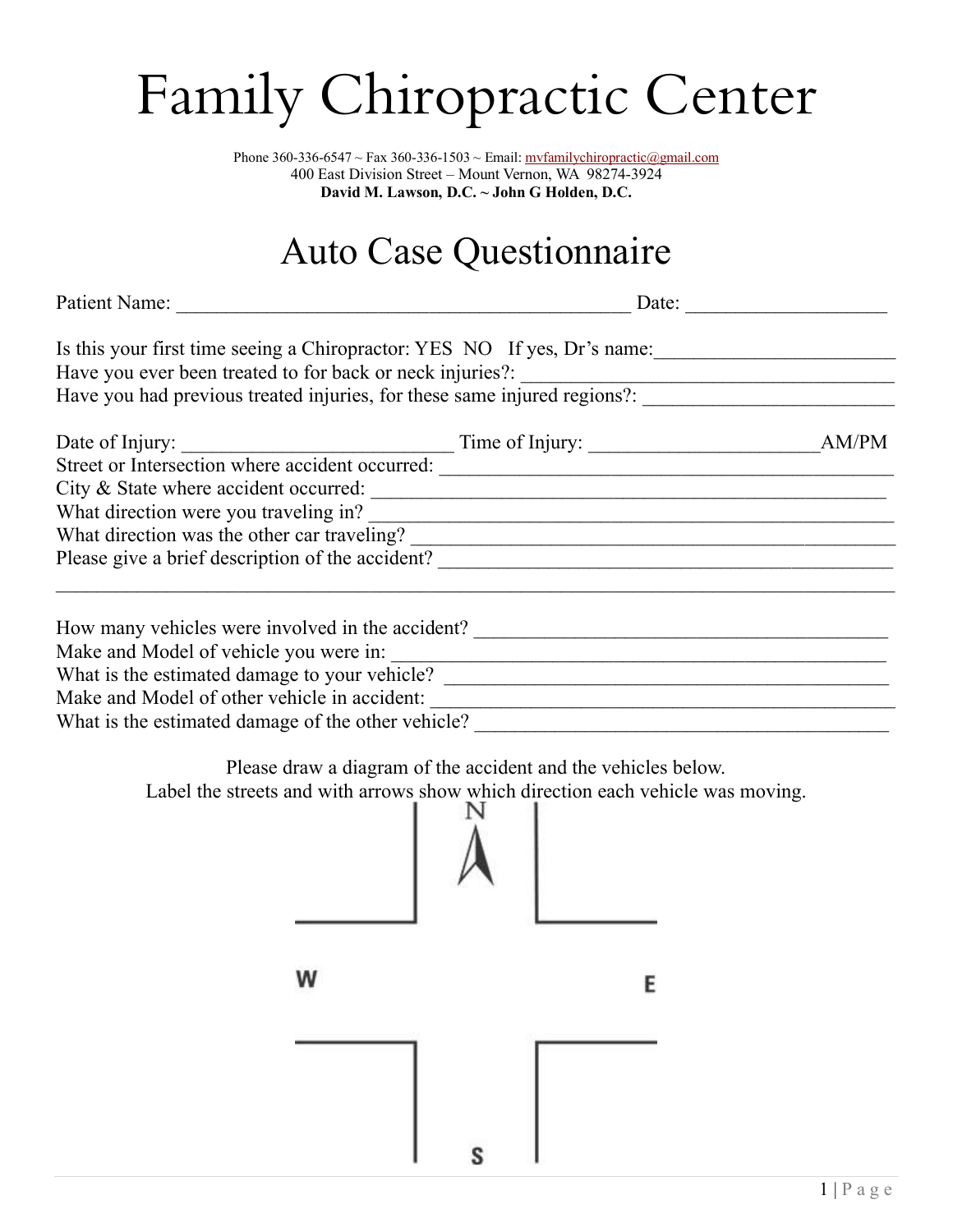# Family Chiropractic Center

Phone 360-336-6547 ~ Fax 360-336-1503 ~ Email: mvfamilychiropractic@gmail.com
400 East Division Street – Mount Vernon, WA 98274-3924
**David M. Lawson, D.C. ~ John G Holden, D.C.**

## Auto Case Questionnaire

Patient Name: _____________________________________________ Date: ___________________

Is this your first time seeing a Chiropractor: YES NO If yes, Dr's name:________________________
Have you ever been treated to for back or neck injuries?: _____________________________________
Have you had previous treated injuries, for these same injured regions?: ________________________

Date of Injury: ___________________________ Time of Injury: ______________________AM/PM
Street or Intersection where accident occurred: ____________________________________________
City & State where accident occurred: __________________________________________________
What direction were you traveling in? ___________________________________________________
What direction was the other car traveling? ______________________________________________
Please give a brief description of the accident? ___________________________________________
_______________________________________________________________________________

How many vehicles were involved in the accident? _________________________________________
Make and Model of vehicle you were in: _________________________________________________
What is the estimated damage to your vehicle? ____________________________________________
Make and Model of other vehicle in accident: _____________________________________________
What is the estimated damage of the other vehicle? ________________________________________

Please draw a diagram of the accident and the vehicles below.
Label the streets and with arrows show which direction each vehicle was moving.

N

W E

S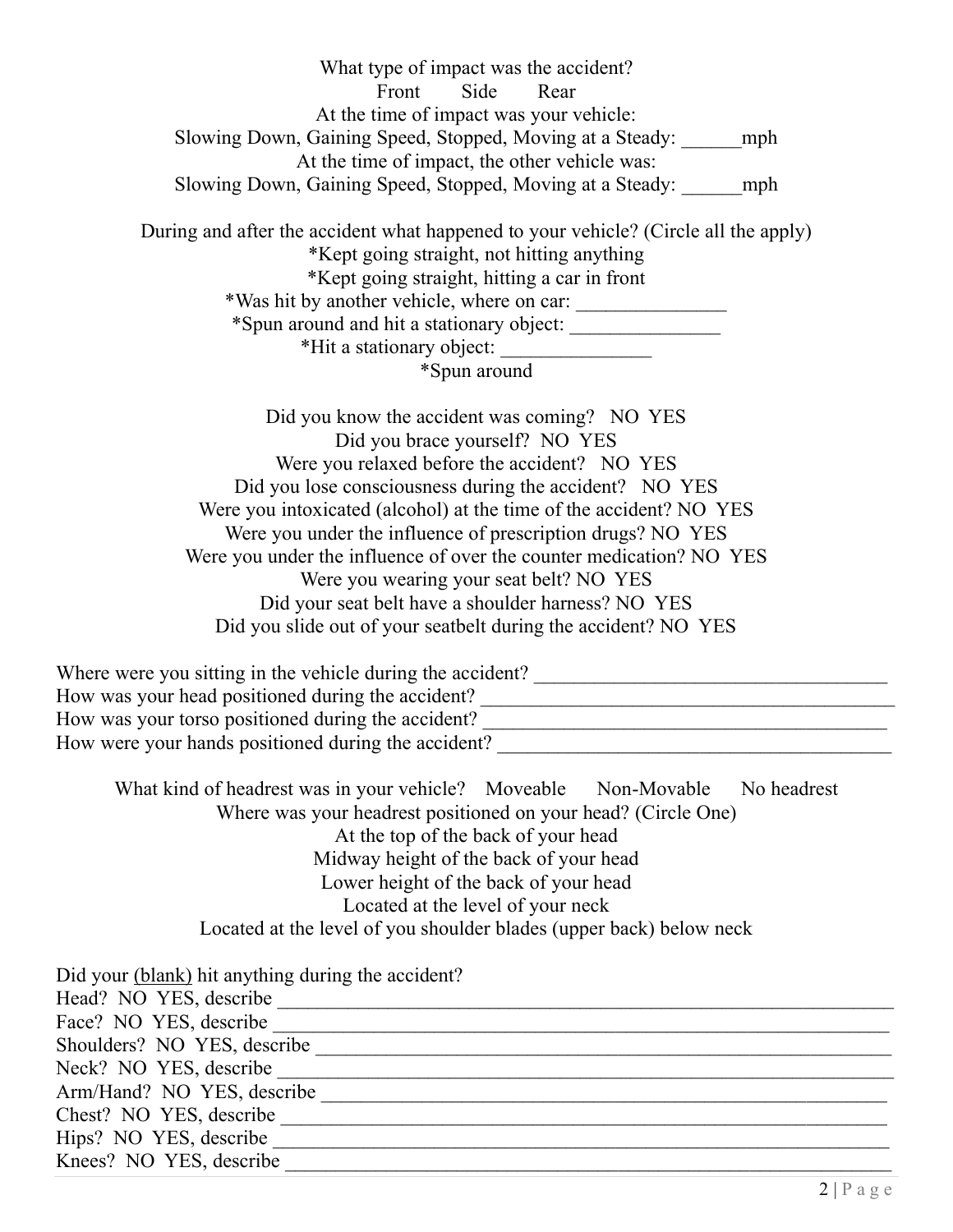What type of impact was the accident?
Front Side Rear

At the time of impact was your vehicle:
Slowing Down, Gaining Speed, Stopped, Moving at a Steady: ______mph

At the time of impact, the other vehicle was:
Slowing Down, Gaining Speed, Stopped, Moving at a Steady: ______mph

During and after the accident what happened to your vehicle? (Circle all the apply)

*Kept going straight, not hitting anything
*Kept going straight, hitting a car in front
*Was hit by another vehicle, where on car: _______________
*Spun around and hit a stationary object: _______________
*Hit a stationary object: _______________
*Spun around

Did you know the accident was coming? NO YES
Did you brace yourself? NO YES
Were you relaxed before the accident? NO YES
Did you lose consciousness during the accident? NO YES
Were you intoxicated (alcohol) at the time of the accident? NO YES
Were you under the influence of prescription drugs? NO YES
Were you under the influence of over the counter medication? NO YES
Were you wearing your seat belt? NO YES
Did your seat belt have a shoulder harness? NO YES
Did you slide out of your seatbelt during the accident? NO YES

Where were you sitting in the vehicle during the accident? ____________________________________
How was your head positioned during the accident? ____________________________________
How was your torso positioned during the accident? ____________________________________
How were your hands positioned during the accident? ____________________________________

What kind of headrest was in your vehicle? Moveable Non-Movable No headrest

Where was your headrest positioned on your head? (Circle One)
At the top of the back of your head
Midway height of the back of your head
Lower height of the back of your head
Located at the level of your neck
Located at the level of you shoulder blades (upper back) below neck

Did your (blank) hit anything during the accident?
Head? NO YES, describe ____________________________________
Face? NO YES, describe ____________________________________
Shoulders? NO YES, describe ____________________________________
Neck? NO YES, describe ____________________________________
Arm/Hand? NO YES, describe ____________________________________
Chest? NO YES, describe ____________________________________
Hips? NO YES, describe ____________________________________
Knees? NO YES, describe ____________________________________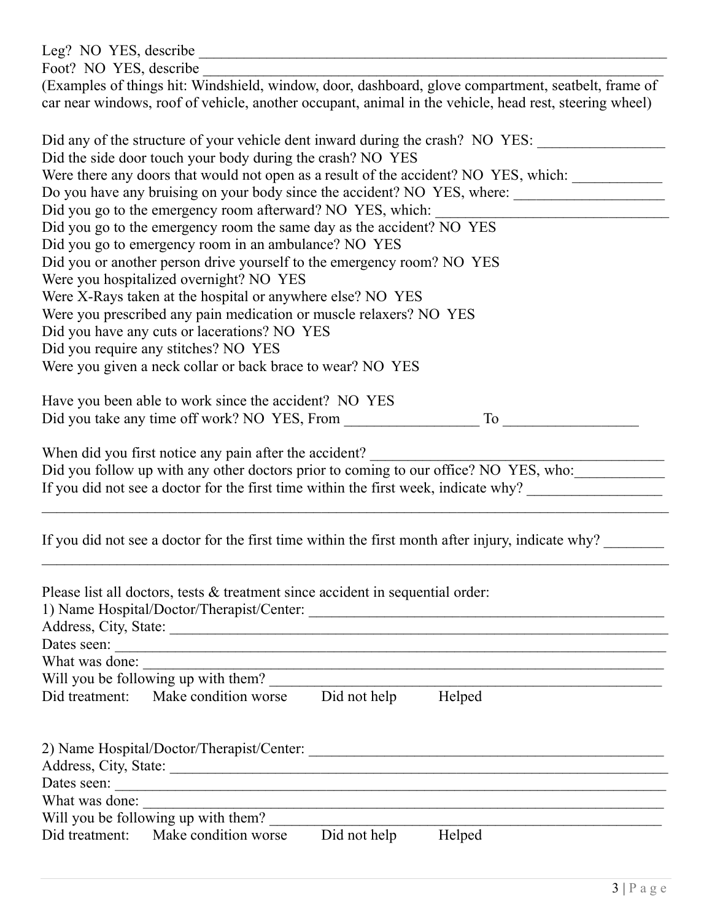Leg? NO YES, describe ______________________________________________________________

Foot? NO YES, describe _____________________________________________________________

(Examples of things hit: Windshield, window, door, dashboard, glove compartment, seatbelt, frame of car near windows, roof of vehicle, another occupant, animal in the vehicle, head rest, steering wheel)

Did any of the structure of your vehicle dent inward during the crash? NO YES: _________________

Did the side door touch your body during the crash? NO YES

Were there any doors that would not open as a result of the accident? NO YES, which: ____________

Do you have any bruising on your body since the accident? NO YES, where: ____________________

Did you go to the emergency room afterward? NO YES, which: ________________________________

Did you go to the emergency room the same day as the accident? NO YES

Did you go to emergency room in an ambulance? NO YES

Did you or another person drive yourself to the emergency room? NO YES

Were you hospitalized overnight? NO YES

Were X-Rays taken at the hospital or anywhere else? NO YES

Were you prescribed any pain medication or muscle relaxers? NO YES

Did you have any cuts or lacerations? NO YES

Did you require any stitches? NO YES

Were you given a neck collar or back brace to wear? NO YES

Have you been able to work since the accident? NO YES

Did you take any time off work? NO YES, From __________________ To __________________

When did you first notice any pain after the accident? _________________________________________

Did you follow up with any other doctors prior to coming to our office? NO YES, who:____________

If you did not see a doctor for the first time within the first week, indicate why? __________________

_____________________________________________________________________________________

If you did not see a doctor for the first time within the first month after injury, indicate why? ________

_____________________________________________________________________________________

Please list all doctors, tests & treatment since accident in sequential order:

1) Name Hospital/Doctor/Therapist/Center: __________________________________________________

Address, City, State: _____________________________________________________________________

Dates seen: ____________________________________________________________________________

What was done: _________________________________________________________________________

Will you be following up with them? _______________________________________________________

Did treatment: Make condition worse Did not help Helped

2) Name Hospital/Doctor/Therapist/Center: __________________________________________________

Address, City, State: _____________________________________________________________________

Dates seen: ____________________________________________________________________________

What was done: _________________________________________________________________________

Will you be following up with them? _______________________________________________________

Did treatment: Make condition worse Did not help Helped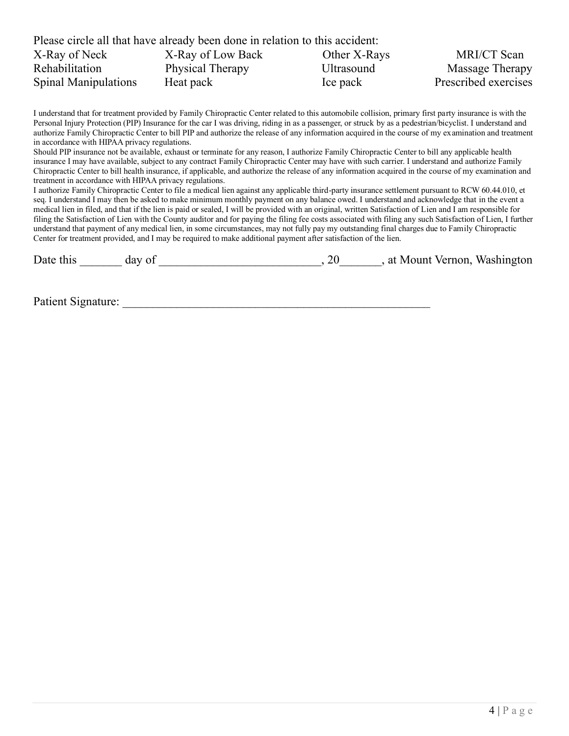Please circle all that have already been done in relation to this accident:

| | | | |
|---|---|---|---|
| X-Ray of Neck | X-Ray of Low Back | Other X-Rays | MRI/CT Scan |
| Rehabilitation | Physical Therapy | Ultrasound | Massage Therapy |
| Spinal Manipulations | Heat pack | Ice pack | Prescribed exercises |

I understand that for treatment provided by Family Chiropractic Center related to this automobile collision, primary first party insurance is with the Personal Injury Protection (PIP) Insurance for the car I was driving, riding in as a passenger, or struck by as a pedestrian/bicyclist. I understand and authorize Family Chiropractic Center to bill PIP and authorize the release of any information acquired in the course of my examination and treatment in accordance with HIPAA privacy regulations.

Should PIP insurance not be available, exhaust or terminate for any reason, I authorize Family Chiropractic Center to bill any applicable health insurance I may have available, subject to any contract Family Chiropractic Center may have with such carrier. I understand and authorize Family Chiropractic Center to bill health insurance, if applicable, and authorize the release of any information acquired in the course of my examination and treatment in accordance with HIPAA privacy regulations.

I authorize Family Chiropractic Center to file a medical lien against any applicable third-party insurance settlement pursuant to RCW 60.44.010, et seq. I understand I may then be asked to make minimum monthly payment on any balance owed. I understand and acknowledge that in the event a medical lien in filed, and that if the lien is paid or sealed, I will be provided with an original, written Satisfaction of Lien and I am responsible for filing the Satisfaction of Lien with the County auditor and for paying the filing fee costs associated with filing any such Satisfaction of Lien, I further understand that payment of any medical lien, in some circumstances, may not fully pay my outstanding final charges due to Family Chiropractic Center for treatment provided, and I may be required to make additional payment after satisfaction of the lien.

Date this _______ day of ___________________________, 20_______, at Mount Vernon, Washington

Patient Signature: ____________________________________________________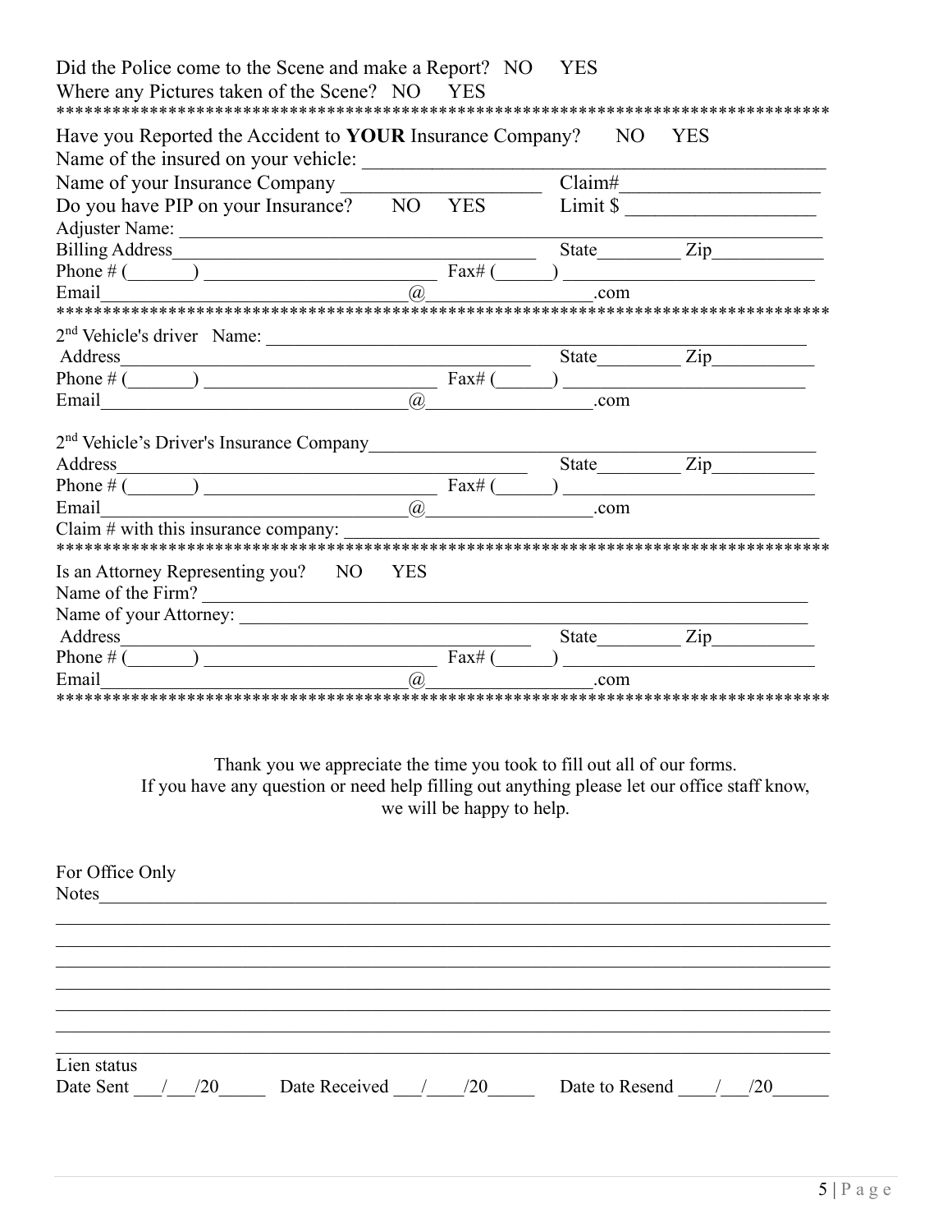Did the Police come to the Scene and make a Report? NO YES

Where any Pictures taken of the Scene? NO YES

************************************************************************************

Have you Reported the Accident to **YOUR** Insurance Company? NO YES

Name of the insured on your vehicle: ______________________________________________

Name of your Insurance Company ____________________ Claim# ____________________

Do you have PIP on your Insurance? NO YES Limit $ ____________________

Adjuster Name: ______________________________________________________________

Billing Address_______________________________________ State_________ Zip___________

Phone # (_______) ________________________ Fax# (______) ___________________________

Email_________________________________@_________________.com

************************************************************************************

2nd Vehicle's driver Name: _____________________________________________________

Address_______________________________________ State_________ Zip___________

Phone # (_______) ________________________ Fax# (______) ___________________________

Email_________________________________@_________________.com

2nd Vehicle's Driver's Insurance Company_________________________________________

Address_______________________________________ State_________ Zip___________

Phone # (_______) ________________________ Fax# (______) ___________________________

Email_________________________________@_________________.com

Claim # with this insurance company: ____________________________________________

************************************************************************************

Is an Attorney Representing you? NO YES

Name of the Firm? ____________________________________________________________

Name of your Attorney: ________________________________________________________

Address_______________________________________ State_________ Zip___________

Phone # (_______) ________________________ Fax# (______) ___________________________

Email_________________________________@_________________.com

************************************************************************************

Thank you we appreciate the time you took to fill out all of our forms.
If you have any question or need help filling out anything please let our office staff know,
we will be happy to help.

For Office Only

Notes____________________________________________________________________________

_________________________________________________________________________________

_________________________________________________________________________________

_________________________________________________________________________________

_________________________________________________________________________________

_________________________________________________________________________________

_________________________________________________________________________________

_________________________________________________________________________________

Lien status

Date Sent ___/___/20_____ Date Received ___/____/20_____ Date to Resend ____/___/20______